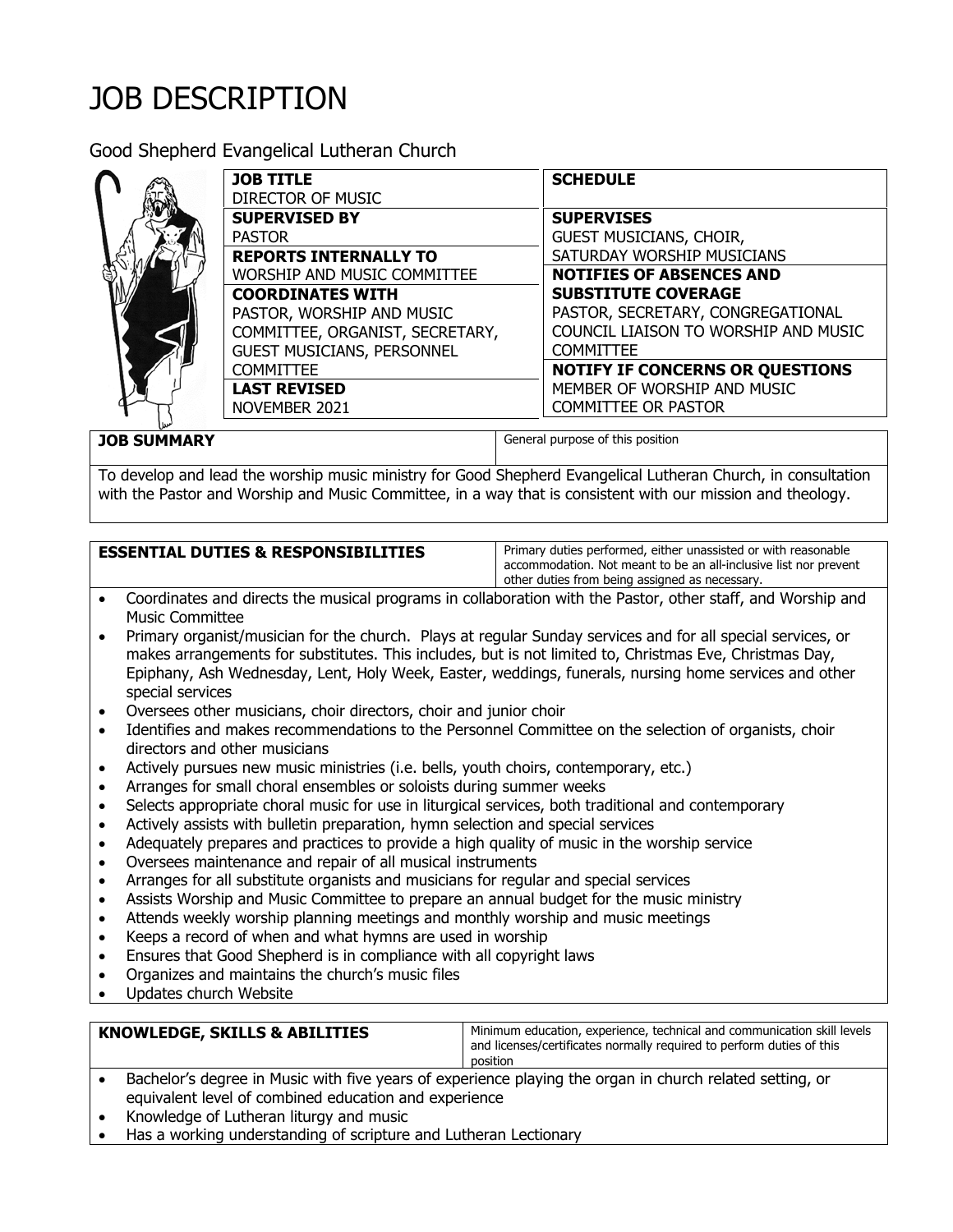# JOB DESCRIPTION

Good Shepherd Evangelical Lutheran Church

| | |
|---|---|
| **JOB TITLE**<br>DIRECTOR OF MUSIC | **SCHEDULE** |
| **SUPERVISED BY**<br>PASTOR | **SUPERVISES**<br>GUEST MUSICIANS, CHOIR, SATURDAY WORSHIP MUSICIANS |
| **REPORTS INTERNALLY TO**<br>WORSHIP AND MUSIC COMMITTEE | **NOTIFIES OF ABSENCES AND SUBSTITUTE COVERAGE**<br>PASTOR, SECRETARY, CONGREGATIONAL COUNCIL LIAISON TO WORSHIP AND MUSIC COMMITTEE |
| **COORDINATES WITH**<br>PASTOR, WORSHIP AND MUSIC COMMITTEE, ORGANIST, SECRETARY, GUEST MUSICIANS, PERSONNEL COMMITTEE | **NOTIFY IF CONCERNS OR QUESTIONS**<br>MEMBER OF WORSHIP AND MUSIC COMMITTEE OR PASTOR |
| **LAST REVISED**<br>NOVEMBER 2021 | |

| **JOB SUMMARY** | General purpose of this position |
|---|---|

To develop and lead the worship music ministry for Good Shepherd Evangelical Lutheran Church, in consultation with the Pastor and Worship and Music Committee, in a way that is consistent with our mission and theology.

| **ESSENTIAL DUTIES & RESPONSIBILITIES** | Primary duties performed, either unassisted or with reasonable accommodation. Not meant to be an all-inclusive list nor prevent other duties from being assigned as necessary. |
|---|---|

- Coordinates and directs the musical programs in collaboration with the Pastor, other staff, and Worship and Music Committee
- Primary organist/musician for the church. Plays at regular Sunday services and for all special services, or makes arrangements for substitutes. This includes, but is not limited to, Christmas Eve, Christmas Day, Epiphany, Ash Wednesday, Lent, Holy Week, Easter, weddings, funerals, nursing home services and other special services
- Oversees other musicians, choir directors, choir and junior choir
- Identifies and makes recommendations to the Personnel Committee on the selection of organists, choir directors and other musicians
- Actively pursues new music ministries (i.e. bells, youth choirs, contemporary, etc.)
- Arranges for small choral ensembles or soloists during summer weeks
- Selects appropriate choral music for use in liturgical services, both traditional and contemporary
- Actively assists with bulletin preparation, hymn selection and special services
- Adequately prepares and practices to provide a high quality of music in the worship service
- Oversees maintenance and repair of all musical instruments
- Arranges for all substitute organists and musicians for regular and special services
- Assists Worship and Music Committee to prepare an annual budget for the music ministry
- Attends weekly worship planning meetings and monthly worship and music meetings
- Keeps a record of when and what hymns are used in worship
- Ensures that Good Shepherd is in compliance with all copyright laws
- Organizes and maintains the church's music files
- Updates church Website

| **KNOWLEDGE, SKILLS & ABILITIES** | Minimum education, experience, technical and communication skill levels and licenses/certificates normally required to perform duties of this position |
|---|---|

- Bachelor's degree in Music with five years of experience playing the organ in church related setting, or equivalent level of combined education and experience
- Knowledge of Lutheran liturgy and music
- Has a working understanding of scripture and Lutheran Lectionary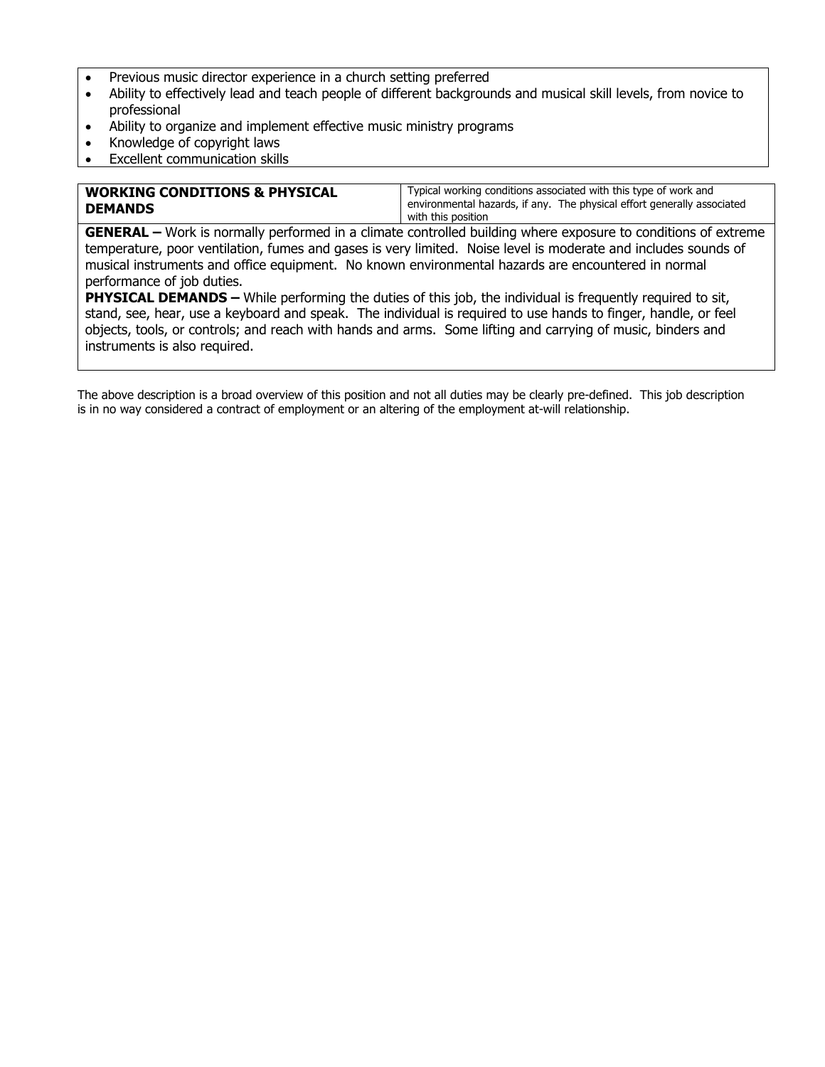- Previous music director experience in a church setting preferred
- Ability to effectively lead and teach people of different backgrounds and musical skill levels, from novice to professional
- Ability to organize and implement effective music ministry programs
- Knowledge of copyright laws
- Excellent communication skills

| **WORKING CONDITIONS & PHYSICAL DEMANDS** | Typical working conditions associated with this type of work and environmental hazards, if any. The physical effort generally associated with this position |
|---|---|

**GENERAL –** Work is normally performed in a climate controlled building where exposure to conditions of extreme temperature, poor ventilation, fumes and gases is very limited. Noise level is moderate and includes sounds of musical instruments and office equipment. No known environmental hazards are encountered in normal performance of job duties.

**PHYSICAL DEMANDS –** While performing the duties of this job, the individual is frequently required to sit, stand, see, hear, use a keyboard and speak. The individual is required to use hands to finger, handle, or feel objects, tools, or controls; and reach with hands and arms. Some lifting and carrying of music, binders and instruments is also required.

The above description is a broad overview of this position and not all duties may be clearly pre-defined. This job description is in no way considered a contract of employment or an altering of the employment at-will relationship.